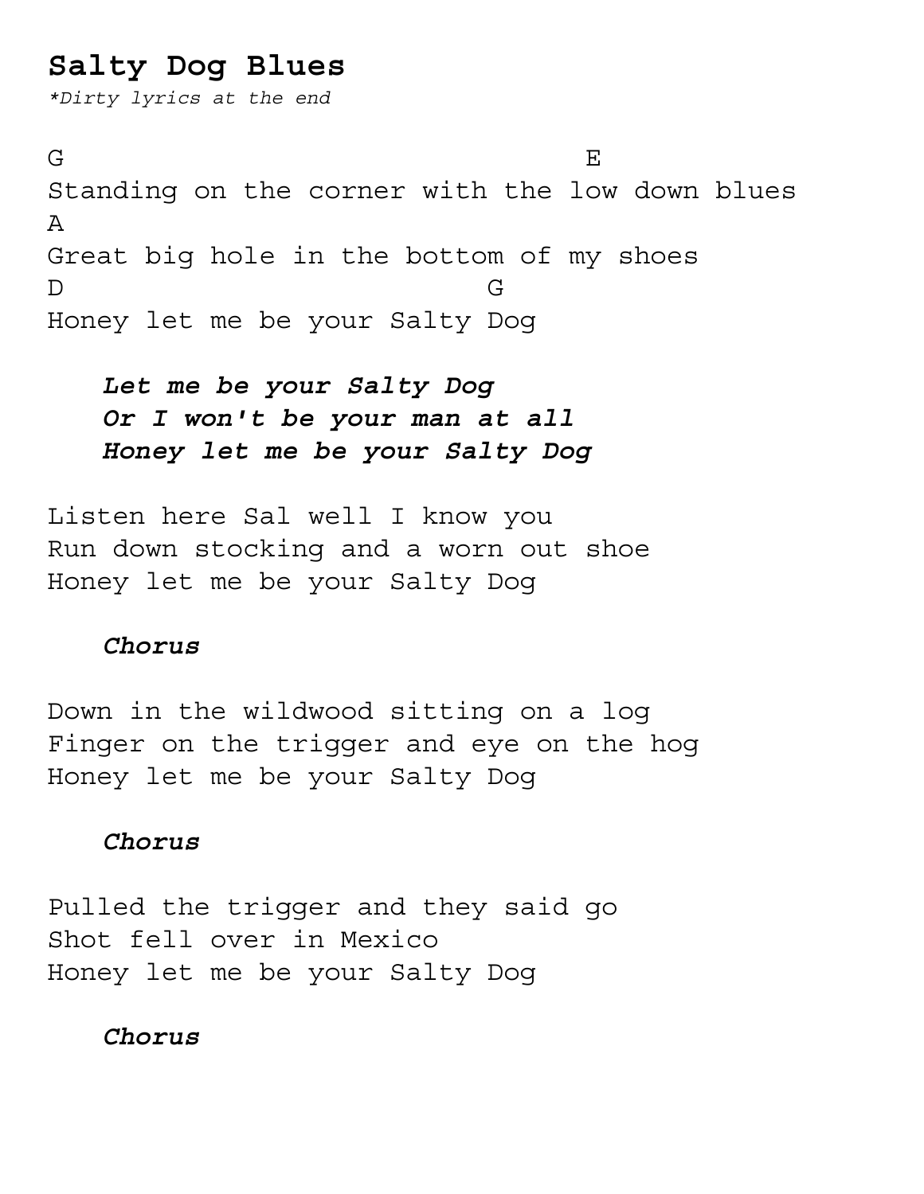# Salty Dog Blues

*\*Dirty lyrics at the end*

```
G                                 E
Standing on the corner with the low down blues
A
Great big hole in the bottom of my shoes
D                           G
Honey let me be your Salty Dog
```

> ***Let me be your Salty Dog***
> ***Or I won't be your man at all***
> ***Honey let me be your Salty Dog***

Listen here Sal well I know you
Run down stocking and a worn out shoe
Honey let me be your Salty Dog

> ***Chorus***

Down in the wildwood sitting on a log
Finger on the trigger and eye on the hog
Honey let me be your Salty Dog

> ***Chorus***

Pulled the trigger and they said go
Shot fell over in Mexico
Honey let me be your Salty Dog

> ***Chorus***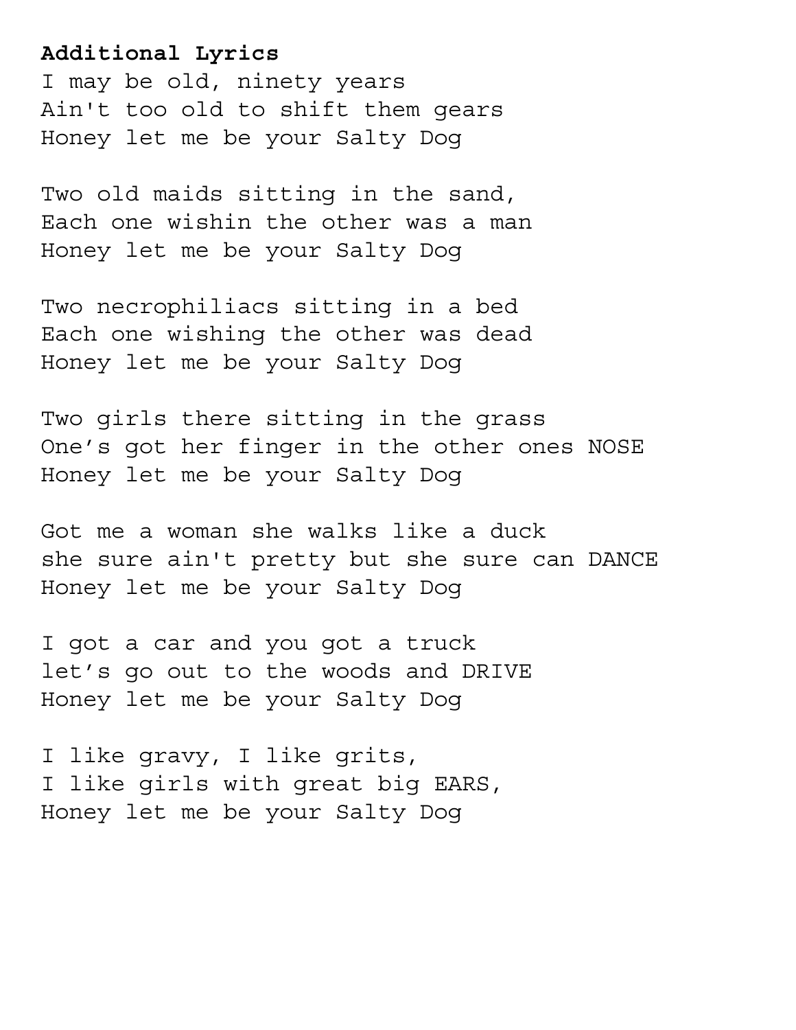**Additional Lyrics**

I may be old, ninety years
Ain't too old to shift them gears
Honey let me be your Salty Dog

Two old maids sitting in the sand,
Each one wishin the other was a man
Honey let me be your Salty Dog

Two necrophiliacs sitting in a bed
Each one wishing the other was dead
Honey let me be your Salty Dog

Two girls there sitting in the grass
One's got her finger in the other ones NOSE
Honey let me be your Salty Dog

Got me a woman she walks like a duck
she sure ain't pretty but she sure can DANCE
Honey let me be your Salty Dog

I got a car and you got a truck
let's go out to the woods and DRIVE
Honey let me be your Salty Dog

I like gravy, I like grits,
I like girls with great big EARS,
Honey let me be your Salty Dog